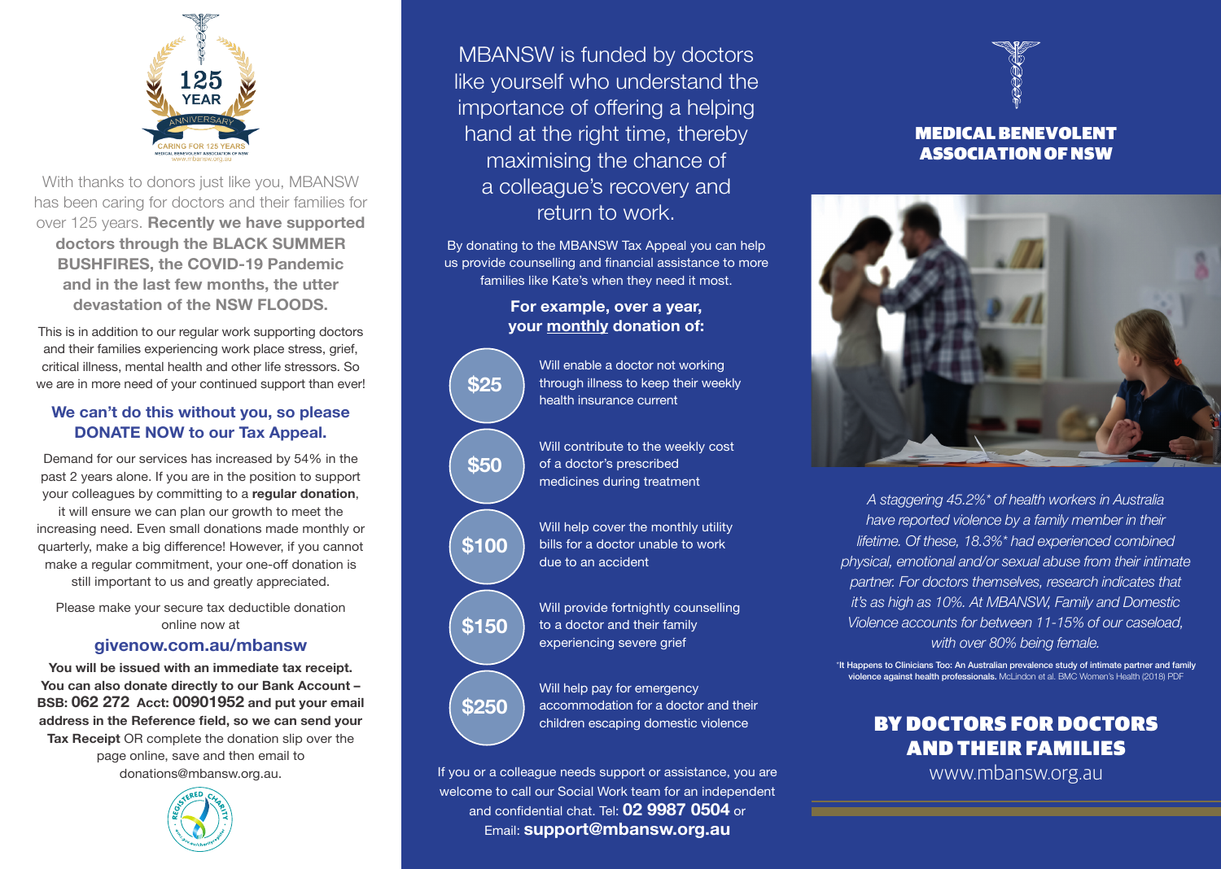125 YEAR ANNIVERSARY
CARING FOR 125 YEARS
MEDICAL BENEVOLENT ASSOCIATION OF NSW
www.mbansw.org.au

With thanks to donors just like you, MBANSW has been caring for doctors and their families for over 125 years. **Recently we have supported doctors through the BLACK SUMMER BUSHFIRES, the COVID-19 Pandemic and in the last few months, the utter devastation of the NSW FLOODS.**

This is in addition to our regular work supporting doctors and their families experiencing work place stress, grief, critical illness, mental health and other life stressors. So we are in more need of your continued support than ever!

**We can't do this without you, so please DONATE NOW to our Tax Appeal.**

Demand for our services has increased by 54% in the past 2 years alone. If you are in the position to support your colleagues by committing to a **regular donation**, it will ensure we can plan our growth to meet the increasing need. Even small donations made monthly or quarterly, make a big difference! However, if you cannot make a regular commitment, your one-off donation is still important to us and greatly appreciated.

Please make your secure tax deductible donation online now at

**givenow.com.au/mbansw**

**You will be issued with an immediate tax receipt. You can also donate directly to our Bank Account – BSB: 062 272 Acct: 00901952 and put your email address in the Reference field, so we can send your Tax Receipt** OR complete the donation slip over the page online, save and then email to donations@mbansw.org.au.

REGISTERED CHARITY

MBANSW is funded by doctors like yourself who understand the importance of offering a helping hand at the right time, thereby maximising the chance of a colleague's recovery and return to work.

By donating to the MBANSW Tax Appeal you can help us provide counselling and financial assistance to more families like Kate's when they need it most.

**For example, over a year, your monthly donation of:**

- **$25** Will enable a doctor not working through illness to keep their weekly health insurance current
- **$50** Will contribute to the weekly cost of a doctor's prescribed medicines during treatment
- **$100** Will help cover the monthly utility bills for a doctor unable to work due to an accident
- **$150** Will provide fortnightly counselling to a doctor and their family experiencing severe grief
- **$250** Will help pay for emergency accommodation for a doctor and their children escaping domestic violence

If you or a colleague needs support or assistance, you are welcome to call our Social Work team for an independent and confidential chat. Tel: **02 9987 0504** or Email: **support@mbansw.org.au**

# MEDICAL BENEVOLENT ASSOCIATION OF NSW

*A staggering 45.2%\* of health workers in Australia have reported violence by a family member in their lifetime. Of these, 18.3%\* had experienced combined physical, emotional and/or sexual abuse from their intimate partner. For doctors themselves, research indicates that it's as high as 10%. At MBANSW, Family and Domestic Violence accounts for between 11-15% of our caseload, with over 80% being female.*

\***It Happens to Clinicians Too: An Australian prevalence study of intimate partner and family violence against health professionals.** McLindon et al. BMC Women's Health (2018) PDF

## BY DOCTORS FOR DOCTORS AND THEIR FAMILIES

www.mbansw.org.au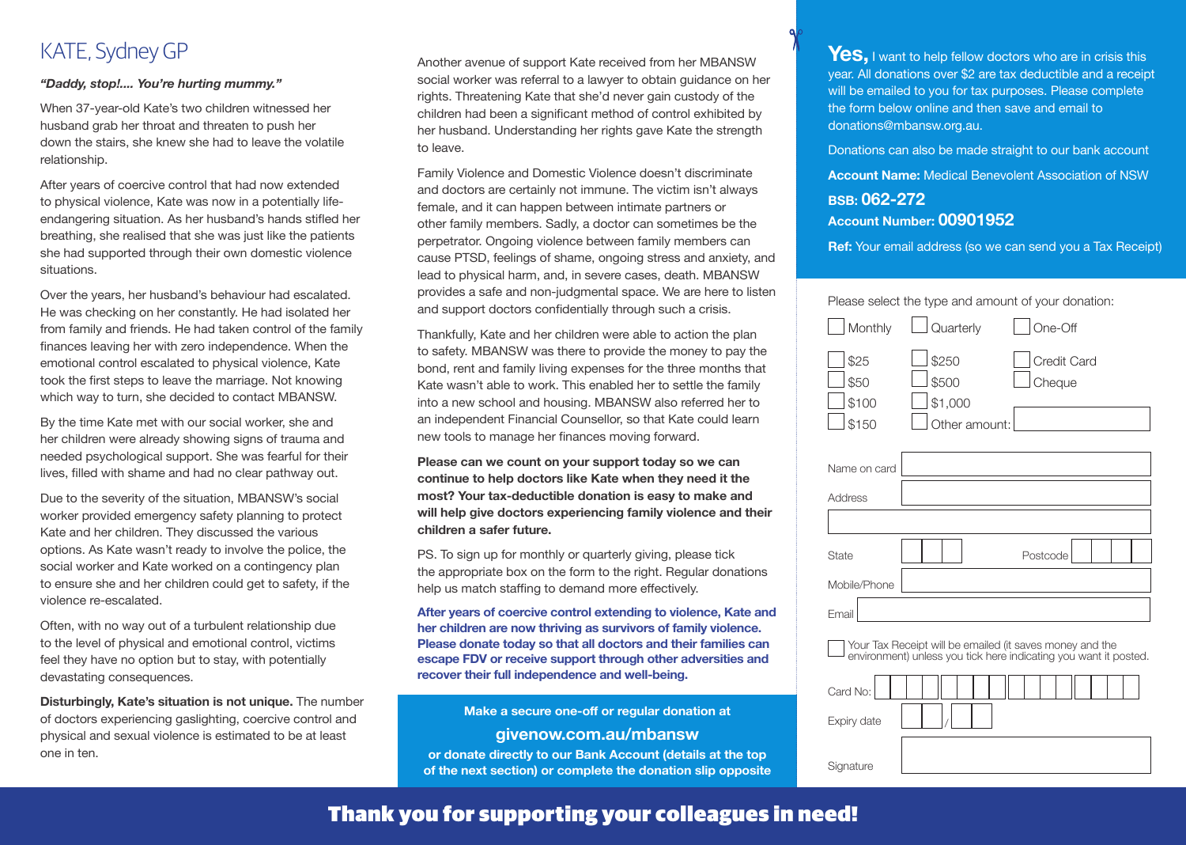## KATE, Sydney GP

***"Daddy, stop!.... You're hurting mummy."***

When 37-year-old Kate's two children witnessed her husband grab her throat and threaten to push her down the stairs, she knew she had to leave the volatile relationship.

After years of coercive control that had now extended to physical violence, Kate was now in a potentially life-endangering situation. As her husband's hands stifled her breathing, she realised that she was just like the patients she had supported through their own domestic violence situations.

Over the years, her husband's behaviour had escalated. He was checking on her constantly. He had isolated her from family and friends. He had taken control of the family finances leaving her with zero independence. When the emotional control escalated to physical violence, Kate took the first steps to leave the marriage. Not knowing which way to turn, she decided to contact MBANSW.

By the time Kate met with our social worker, she and her children were already showing signs of trauma and needed psychological support. She was fearful for their lives, filled with shame and had no clear pathway out.

Due to the severity of the situation, MBANSW's social worker provided emergency safety planning to protect Kate and her children. They discussed the various options. As Kate wasn't ready to involve the police, the social worker and Kate worked on a contingency plan to ensure she and her children could get to safety, if the violence re-escalated.

Often, with no way out of a turbulent relationship due to the level of physical and emotional control, victims feel they have no option but to stay, with potentially devastating consequences.

**Disturbingly, Kate's situation is not unique.** The number of doctors experiencing gaslighting, coercive control and physical and sexual violence is estimated to be at least one in ten.

Another avenue of support Kate received from her MBANSW social worker was referral to a lawyer to obtain guidance on her rights. Threatening Kate that she'd never gain custody of the children had been a significant method of control exhibited by her husband. Understanding her rights gave Kate the strength to leave.

Family Violence and Domestic Violence doesn't discriminate and doctors are certainly not immune. The victim isn't always female, and it can happen between intimate partners or other family members. Sadly, a doctor can sometimes be the perpetrator. Ongoing violence between family members can cause PTSD, feelings of shame, ongoing stress and anxiety, and lead to physical harm, and, in severe cases, death. MBANSW provides a safe and non-judgmental space. We are here to listen and support doctors confidentially through such a crisis.

Thankfully, Kate and her children were able to action the plan to safety. MBANSW was there to provide the money to pay the bond, rent and family living expenses for the three months that Kate wasn't able to work. This enabled her to settle the family into a new school and housing. MBANSW also referred her to an independent Financial Counsellor, so that Kate could learn new tools to manage her finances moving forward.

**Please can we count on your support today so we can continue to help doctors like Kate when they need it the most? Your tax-deductible donation is easy to make and will help give doctors experiencing family violence and their children a safer future.**

PS. To sign up for monthly or quarterly giving, please tick the appropriate box on the form to the right. Regular donations help us match staffing to demand more effectively.

**After years of coercive control extending to violence, Kate and her children are now thriving as survivors of family violence. Please donate today so that all doctors and their families can escape FDV or receive support through other adversities and recover their full independence and well-being.**

**Make a secure one-off or regular donation at**

**givenow.com.au/mbansw**

**or donate directly to our Bank Account (details at the top of the next section) or complete the donation slip opposite**

**Yes,** I want to help fellow doctors who are in crisis this year. All donations over $2 are tax deductible and a receipt will be emailed to you for tax purposes. Please complete the form below online and then save and email to donations@mbansw.org.au.

Donations can also be made straight to our bank account

**Account Name:** Medical Benevolent Association of NSW

**BSB: 062-272**

**Account Number: 00901952**

**Ref:** Your email address (so we can send you a Tax Receipt)

Please select the type and amount of your donation:

- ☐ Monthly ☐ Quarterly ☐ One-Off
- ☐ $25 ☐ $250 ☐ Credit Card
- ☐ $50 ☐ $500 ☐ Cheque
- ☐ $100 ☐ $1,000
- ☐ $150 ☐ Other amount: ________

Name on card ________

Address ________

State ________ Postcode ________

Mobile/Phone ________

Email ________

☐ Your Tax Receipt will be emailed (it saves money and the environment) unless you tick here indicating you want it posted.

Card No: ________

Expiry date ___ / ___

Signature ________

**Thank you for supporting your colleagues in need!**